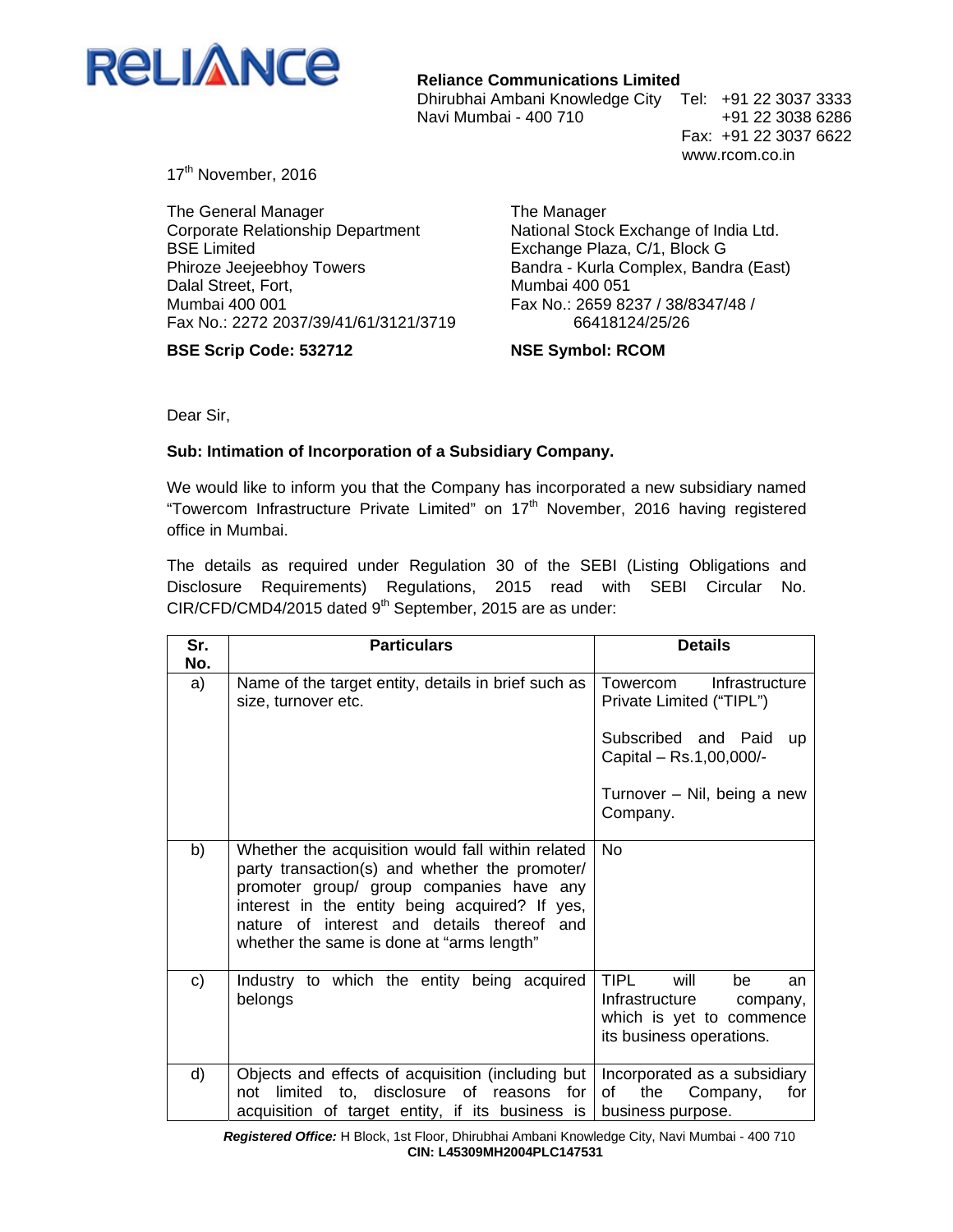RELIANCE

**Reliance Communications Limited**
Dhirubhai Ambani Knowledge City
Navi Mumbai - 400 710

Tel: +91 22 3037 3333
+91 22 3038 6286
Fax: +91 22 3037 6622
www.rcom.co.in

17th November, 2016

The General Manager
Corporate Relationship Department
BSE Limited
Phiroze Jeejeebhoy Towers
Dalal Street, Fort,
Mumbai 400 001
Fax No.: 2272 2037/39/41/61/3121/3719

**BSE Scrip Code: 532712**

The Manager
National Stock Exchange of India Ltd.
Exchange Plaza, C/1, Block G
Bandra - Kurla Complex, Bandra (East)
Mumbai 400 051
Fax No.: 2659 8237 / 38/8347/48 / 66418124/25/26

**NSE Symbol: RCOM**

Dear Sir,

**Sub: Intimation of Incorporation of a Subsidiary Company.**

We would like to inform you that the Company has incorporated a new subsidiary named "Towercom Infrastructure Private Limited" on 17th November, 2016 having registered office in Mumbai.

The details as required under Regulation 30 of the SEBI (Listing Obligations and Disclosure Requirements) Regulations, 2015 read with SEBI Circular No. CIR/CFD/CMD4/2015 dated 9th September, 2015 are as under:

| Sr. No. | Particulars | Details |
|---|---|---|
| a) | Name of the target entity, details in brief such as size, turnover etc. | Towercom Infrastructure Private Limited ("TIPL")<br><br>Subscribed and Paid up Capital – Rs.1,00,000/-<br><br>Turnover – Nil, being a new Company. |
| b) | Whether the acquisition would fall within related party transaction(s) and whether the promoter/ promoter group/ group companies have any interest in the entity being acquired? If yes, nature of interest and details thereof and whether the same is done at "arms length" | No |
| c) | Industry to which the entity being acquired belongs | TIPL will be an Infrastructure company, which is yet to commence its business operations. |
| d) | Objects and effects of acquisition (including but not limited to, disclosure of reasons for acquisition of target entity, if its business is | Incorporated as a subsidiary of the Company, for business purpose. |

***Registered Office:*** H Block, 1st Floor, Dhirubhai Ambani Knowledge City, Navi Mumbai - 400 710
**CIN: L45309MH2004PLC147531**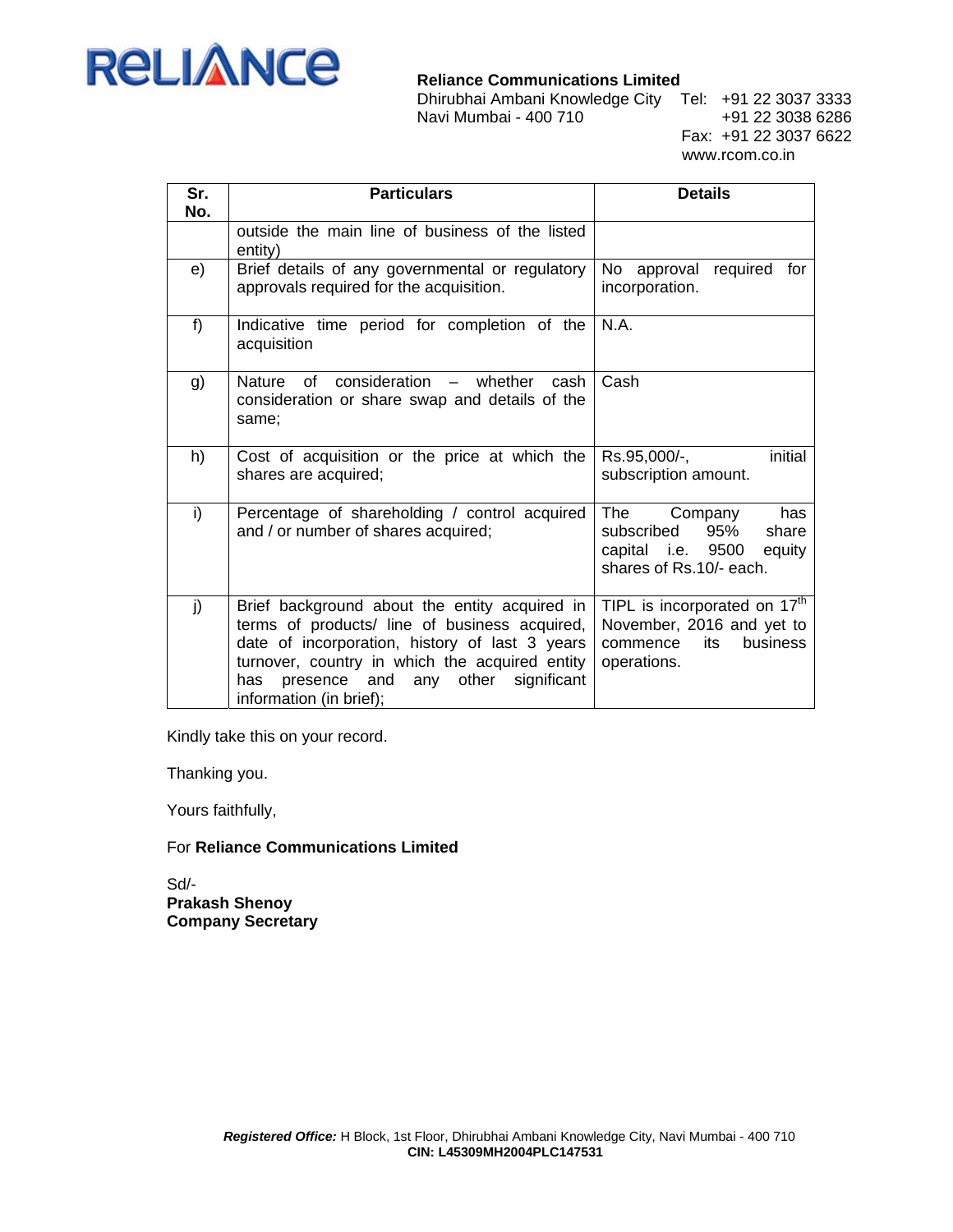**Reliance Communications Limited**
Dhirubhai Ambani Knowledge City
Navi Mumbai - 400 710

Tel: +91 22 3037 3333
+91 22 3038 6286
Fax: +91 22 3037 6622
www.rcom.co.in

| Sr. No. | Particulars | Details |
|---|---|---|
| | outside the main line of business of the listed entity) | |
| e) | Brief details of any governmental or regulatory approvals required for the acquisition. | No approval required for incorporation. |
| f) | Indicative time period for completion of the acquisition | N.A. |
| g) | Nature of consideration – whether cash consideration or share swap and details of the same; | Cash |
| h) | Cost of acquisition or the price at which the shares are acquired; | Rs.95,000/-, initial subscription amount. |
| i) | Percentage of shareholding / control acquired and / or number of shares acquired; | The Company has subscribed 95% share capital i.e. 9500 equity shares of Rs.10/- each. |
| j) | Brief background about the entity acquired in terms of products/ line of business acquired, date of incorporation, history of last 3 years turnover, country in which the acquired entity has presence and any other significant information (in brief); | TIPL is incorporated on 17th November, 2016 and yet to commence its business operations. |

Kindly take this on your record.

Thanking you.

Yours faithfully,

For **Reliance Communications Limited**

Sd/-
**Prakash Shenoy**
**Company Secretary**

***Registered Office:*** H Block, 1st Floor, Dhirubhai Ambani Knowledge City, Navi Mumbai - 400 710
**CIN: L45309MH2004PLC147531**